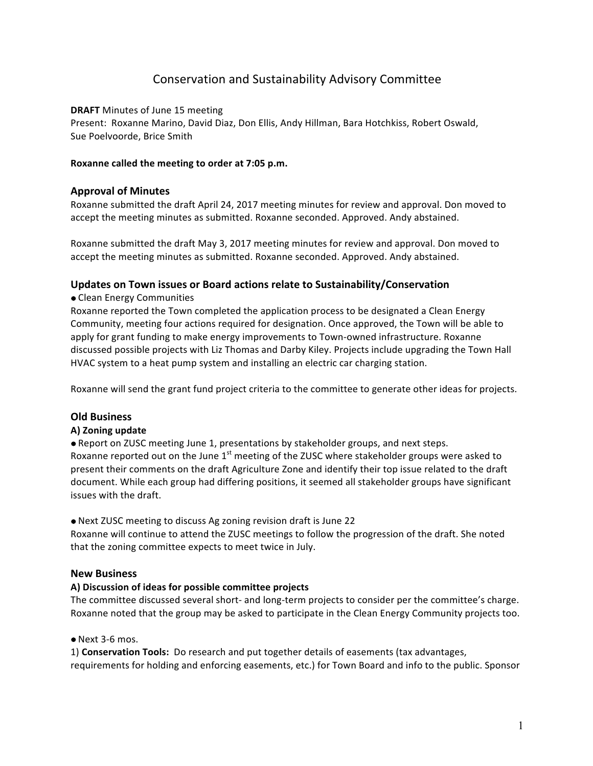# Conservation and Sustainability Advisory Committee

**DRAFT** Minutes of June 15 meeting
Present: Roxanne Marino, David Diaz, Don Ellis, Andy Hillman, Bara Hotchkiss, Robert Oswald, Sue Poelvoorde, Brice Smith

**Roxanne called the meeting to order at 7:05 p.m.**

## Approval of Minutes

Roxanne submitted the draft April 24, 2017 meeting minutes for review and approval. Don moved to accept the meeting minutes as submitted. Roxanne seconded. Approved. Andy abstained.

Roxanne submitted the draft May 3, 2017 meeting minutes for review and approval. Don moved to accept the meeting minutes as submitted. Roxanne seconded. Approved. Andy abstained.

## Updates on Town issues or Board actions relate to Sustainability/Conservation

- Clean Energy Communities

Roxanne reported the Town completed the application process to be designated a Clean Energy Community, meeting four actions required for designation. Once approved, the Town will be able to apply for grant funding to make energy improvements to Town-owned infrastructure. Roxanne discussed possible projects with Liz Thomas and Darby Kiley. Projects include upgrading the Town Hall HVAC system to a heat pump system and installing an electric car charging station.

Roxanne will send the grant fund project criteria to the committee to generate other ideas for projects.

## Old Business

### A) Zoning update

- Report on ZUSC meeting June 1, presentations by stakeholder groups, and next steps.

Roxanne reported out on the June 1st meeting of the ZUSC where stakeholder groups were asked to present their comments on the draft Agriculture Zone and identify their top issue related to the draft document. While each group had differing positions, it seemed all stakeholder groups have significant issues with the draft.

- Next ZUSC meeting to discuss Ag zoning revision draft is June 22

Roxanne will continue to attend the ZUSC meetings to follow the progression of the draft. She noted that the zoning committee expects to meet twice in July.

## New Business

### A) Discussion of ideas for possible committee projects

The committee discussed several short- and long-term projects to consider per the committee's charge. Roxanne noted that the group may be asked to participate in the Clean Energy Community projects too.

- Next 3-6 mos.

1) **Conservation Tools:** Do research and put together details of easements (tax advantages, requirements for holding and enforcing easements, etc.) for Town Board and info to the public. Sponsor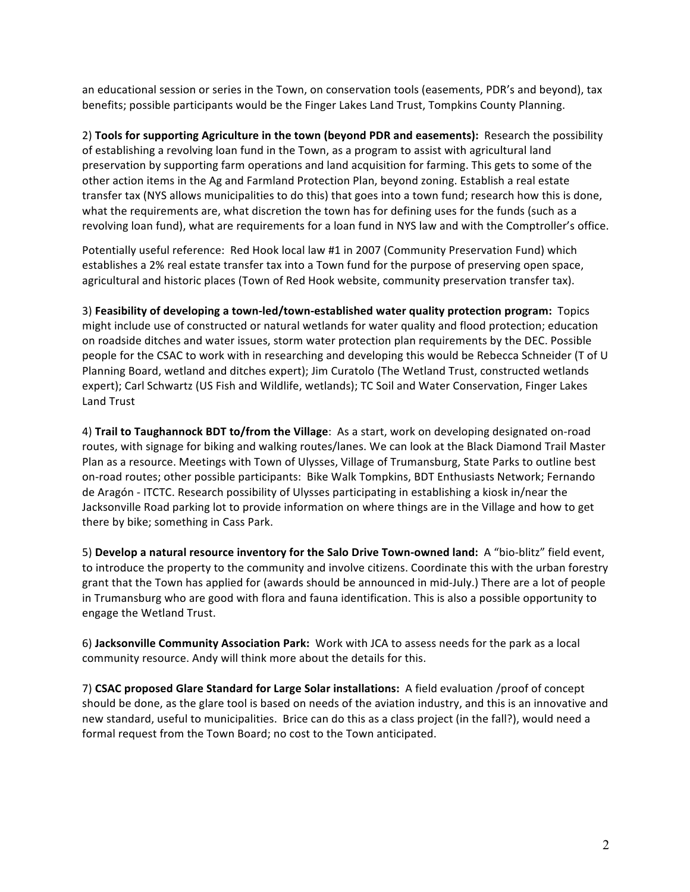an educational session or series in the Town, on conservation tools (easements, PDR's and beyond), tax benefits; possible participants would be the Finger Lakes Land Trust, Tompkins County Planning.

2) **Tools for supporting Agriculture in the town (beyond PDR and easements):** Research the possibility of establishing a revolving loan fund in the Town, as a program to assist with agricultural land preservation by supporting farm operations and land acquisition for farming. This gets to some of the other action items in the Ag and Farmland Protection Plan, beyond zoning. Establish a real estate transfer tax (NYS allows municipalities to do this) that goes into a town fund; research how this is done, what the requirements are, what discretion the town has for defining uses for the funds (such as a revolving loan fund), what are requirements for a loan fund in NYS law and with the Comptroller's office.

Potentially useful reference: Red Hook local law #1 in 2007 (Community Preservation Fund) which establishes a 2% real estate transfer tax into a Town fund for the purpose of preserving open space, agricultural and historic places (Town of Red Hook website, community preservation transfer tax).

3) **Feasibility of developing a town-led/town-established water quality protection program:** Topics might include use of constructed or natural wetlands for water quality and flood protection; education on roadside ditches and water issues, storm water protection plan requirements by the DEC. Possible people for the CSAC to work with in researching and developing this would be Rebecca Schneider (T of U Planning Board, wetland and ditches expert); Jim Curatolo (The Wetland Trust, constructed wetlands expert); Carl Schwartz (US Fish and Wildlife, wetlands); TC Soil and Water Conservation, Finger Lakes Land Trust

4) **Trail to Taughannock BDT to/from the Village**: As a start, work on developing designated on-road routes, with signage for biking and walking routes/lanes. We can look at the Black Diamond Trail Master Plan as a resource. Meetings with Town of Ulysses, Village of Trumansburg, State Parks to outline best on-road routes; other possible participants: Bike Walk Tompkins, BDT Enthusiasts Network; Fernando de Aragón - ITCTC. Research possibility of Ulysses participating in establishing a kiosk in/near the Jacksonville Road parking lot to provide information on where things are in the Village and how to get there by bike; something in Cass Park.

5) **Develop a natural resource inventory for the Salo Drive Town-owned land:** A "bio-blitz" field event, to introduce the property to the community and involve citizens. Coordinate this with the urban forestry grant that the Town has applied for (awards should be announced in mid-July.) There are a lot of people in Trumansburg who are good with flora and fauna identification. This is also a possible opportunity to engage the Wetland Trust.

6) **Jacksonville Community Association Park:** Work with JCA to assess needs for the park as a local community resource. Andy will think more about the details for this.

7) **CSAC proposed Glare Standard for Large Solar installations:** A field evaluation /proof of concept should be done, as the glare tool is based on needs of the aviation industry, and this is an innovative and new standard, useful to municipalities. Brice can do this as a class project (in the fall?), would need a formal request from the Town Board; no cost to the Town anticipated.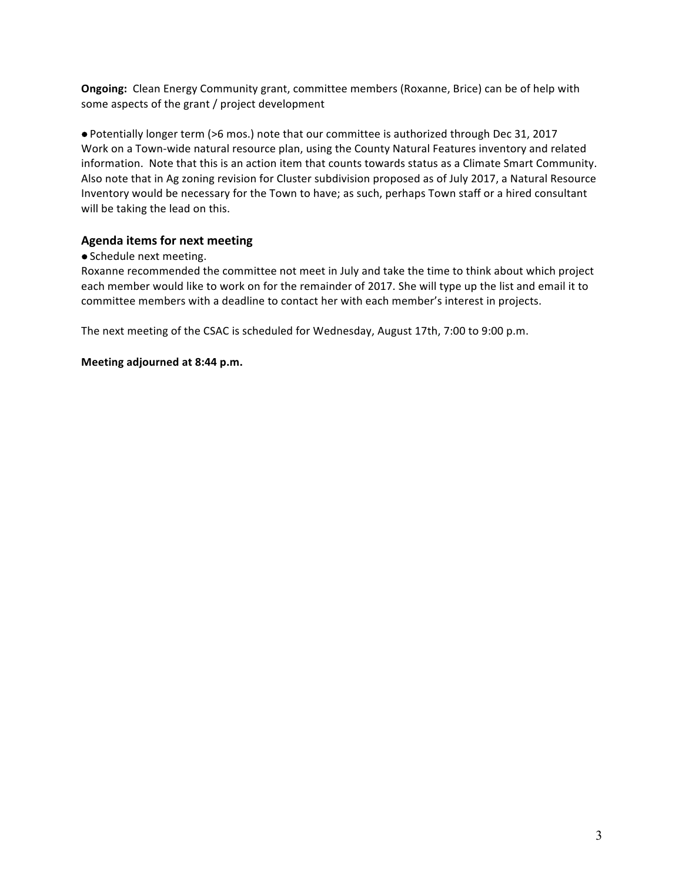**Ongoing:** Clean Energy Community grant, committee members (Roxanne, Brice) can be of help with some aspects of the grant / project development

- Potentially longer term (>6 mos.) note that our committee is authorized through Dec 31, 2017

Work on a Town-wide natural resource plan, using the County Natural Features inventory and related information. Note that this is an action item that counts towards status as a Climate Smart Community. Also note that in Ag zoning revision for Cluster subdivision proposed as of July 2017, a Natural Resource Inventory would be necessary for the Town to have; as such, perhaps Town staff or a hired consultant will be taking the lead on this.

## Agenda items for next meeting

- Schedule next meeting.

Roxanne recommended the committee not meet in July and take the time to think about which project each member would like to work on for the remainder of 2017. She will type up the list and email it to committee members with a deadline to contact her with each member's interest in projects.

The next meeting of the CSAC is scheduled for Wednesday, August 17th, 7:00 to 9:00 p.m.

**Meeting adjourned at 8:44 p.m.**